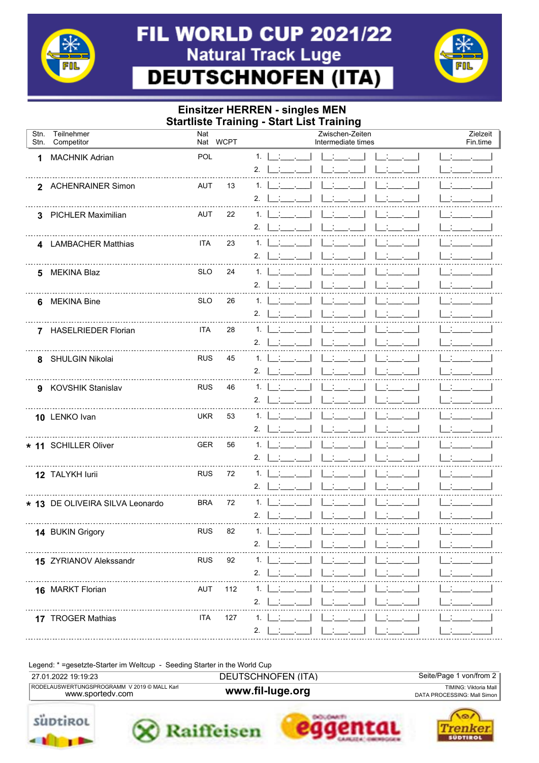# FIL WORLD CUP 2021/22

## Natural Track Luge

## DEUTSCHNOFEN (ITA)

### Einsitzer HERREN - singles MEN
### Startliste Training - Start List Training

| Stn. Stn. | Teilnehmer Competitor | Nat Nat | WCPT | | Zwischen-Zeiten Intermediate times | | | Zielzeit Fin.time |
|---|---|---|---|---|---|---|---|---|
| 1 | MACHNIK Adrian | POL | | 1. | | | | |
| | | | | 2. | | | | |
| 2 | ACHENRAINER Simon | AUT | 13 | 1. | | | | |
| | | | | 2. | | | | |
| 3 | PICHLER Maximilian | AUT | 22 | 1. | | | | |
| | | | | 2. | | | | |
| 4 | LAMBACHER Matthias | ITA | 23 | 1. | | | | |
| | | | | 2. | | | | |
| 5 | MEKINA Blaz | SLO | 24 | 1. | | | | |
| | | | | 2. | | | | |
| 6 | MEKINA Bine | SLO | 26 | 1. | | | | |
| | | | | 2. | | | | |
| 7 | HASELRIEDER Florian | ITA | 28 | 1. | | | | |
| | | | | 2. | | | | |
| 8 | SHULGIN Nikolai | RUS | 45 | 1. | | | | |
| | | | | 2. | | | | |
| 9 | KOVSHIK Stanislav | RUS | 46 | 1. | | | | |
| | | | | 2. | | | | |
| 10 | LENKO Ivan | UKR | 53 | 1. | | | | |
| | | | | 2. | | | | |
| * 11 | SCHILLER Oliver | GER | 56 | 1. | | | | |
| | | | | 2. | | | | |
| 12 | TALYKH Iurii | RUS | 72 | 1. | | | | |
| | | | | 2. | | | | |
| * 13 | DE OLIVEIRA SILVA Leonardo | BRA | 72 | 1. | | | | |
| | | | | 2. | | | | |
| 14 | BUKIN Grigory | RUS | 82 | 1. | | | | |
| | | | | 2. | | | | |
| 15 | ZYRIANOV Alekssandr | RUS | 92 | 1. | | | | |
| | | | | 2. | | | | |
| 16 | MARKT Florian | AUT | 112 | 1. | | | | |
| | | | | 2. | | | | |
| 17 | TROGER Mathias | ITA | 127 | 1. | | | | |
| | | | | 2. | | | | |

Legend: * =gesetzte-Starter im Weltcup - Seeding Starter in the World Cup

27.01.2022 19:19:23 — DEUTSCHNOFEN (ITA)

RODELAUSWERTUNGSPROGRAMM V 2019 © MALL Karl — www.sportedv.com

www.fil-luge.org

TIMING: Viktoria Mall
DATA PROCESSING: Mall Simon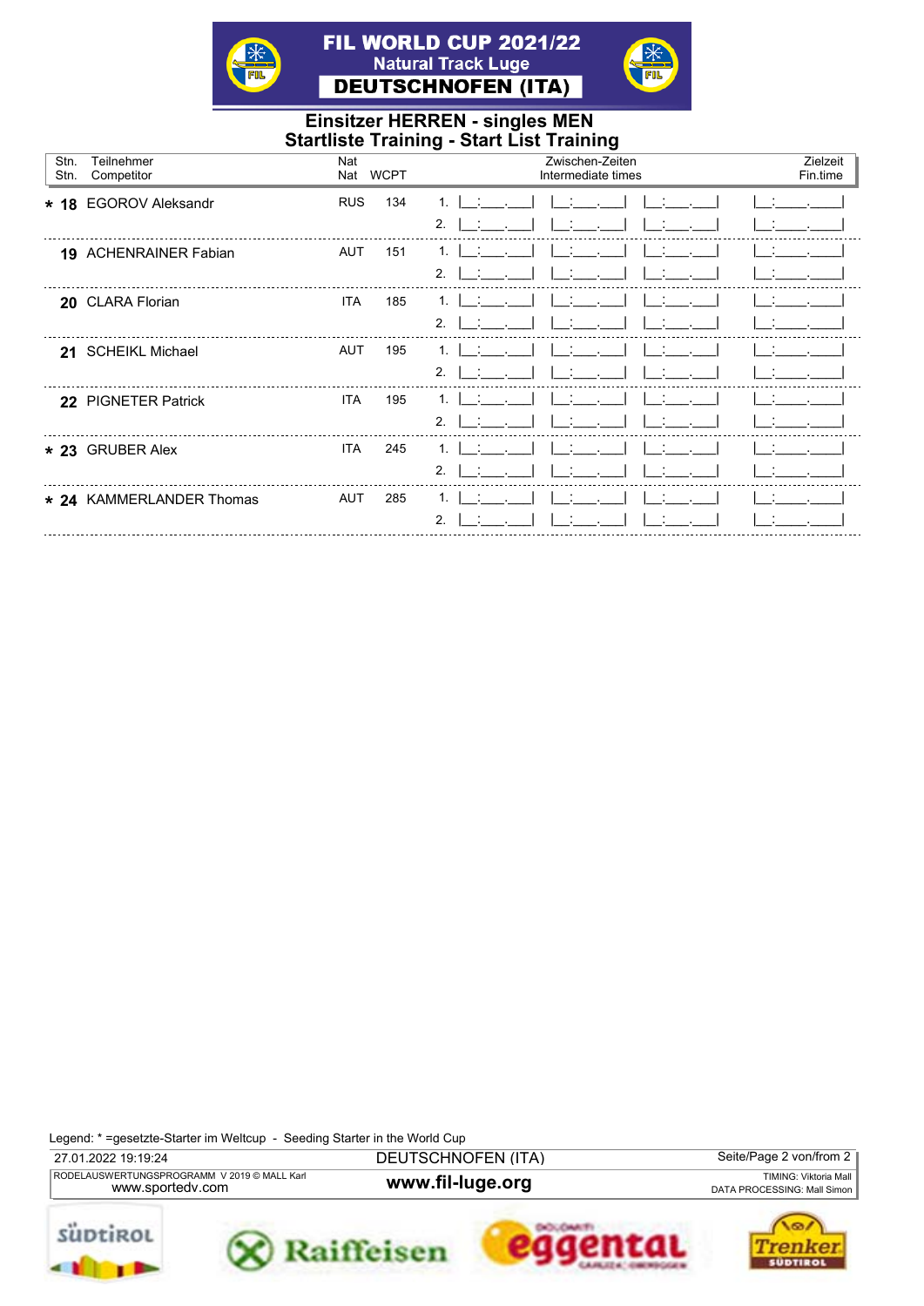# FIL WORLD CUP 2021/22

## Natural Track Luge

## DEUTSCHNOFEN (ITA)

### Einsitzer HERREN - singles MEN
### Startliste Training - Start List Training

| Stn. Stn. | Teilnehmer Competitor | Nat Nat | WCPT | | Zwischen-Zeiten Intermediate times | | | Zielzeit Fin.time |
|---|---|---|---|---|---|---|---|---|
| * 18 | EGOROV Aleksandr | RUS | 134 | 1. | __:__.__ | __:__.__ | __:__.__ | __:__.__ |
| | | | | 2. | __:__.__ | __:__.__ | __:__.__ | __:__.__ |
| 19 | ACHENRAINER Fabian | AUT | 151 | 1. | __:__.__ | __:__.__ | __:__.__ | __:__.__ |
| | | | | 2. | __:__.__ | __:__.__ | __:__.__ | __:__.__ |
| 20 | CLARA Florian | ITA | 185 | 1. | __:__.__ | __:__.__ | __:__.__ | __:__.__ |
| | | | | 2. | __:__.__ | __:__.__ | __:__.__ | __:__.__ |
| 21 | SCHEIKL Michael | AUT | 195 | 1. | __:__.__ | __:__.__ | __:__.__ | __:__.__ |
| | | | | 2. | __:__.__ | __:__.__ | __:__.__ | __:__.__ |
| 22 | PIGNETER Patrick | ITA | 195 | 1. | __:__.__ | __:__.__ | __:__.__ | __:__.__ |
| | | | | 2. | __:__.__ | __:__.__ | __:__.__ | __:__.__ |
| * 23 | GRUBER Alex | ITA | 245 | 1. | __:__.__ | __:__.__ | __:__.__ | __:__.__ |
| | | | | 2. | __:__.__ | __:__.__ | __:__.__ | __:__.__ |
| * 24 | KAMMERLANDER Thomas | AUT | 285 | 1. | __:__.__ | __:__.__ | __:__.__ | __:__.__ |
| | | | | 2. | __:__.__ | __:__.__ | __:__.__ | __:__.__ |

Legend: * =gesetzte-Starter im Weltcup - Seeding Starter in the World Cup

27.01.2022 19:19:24 — DEUTSCHNOFEN (ITA)

RODELAUSWERTUNGSPROGRAMM V 2019 © MALL Karl
www.sportedv.com

www.fil-luge.org

TIMING: Viktoria Mall
DATA PROCESSING: Mall Simon

südtirol — Raiffeisen — eggental — Trenker Südtirol